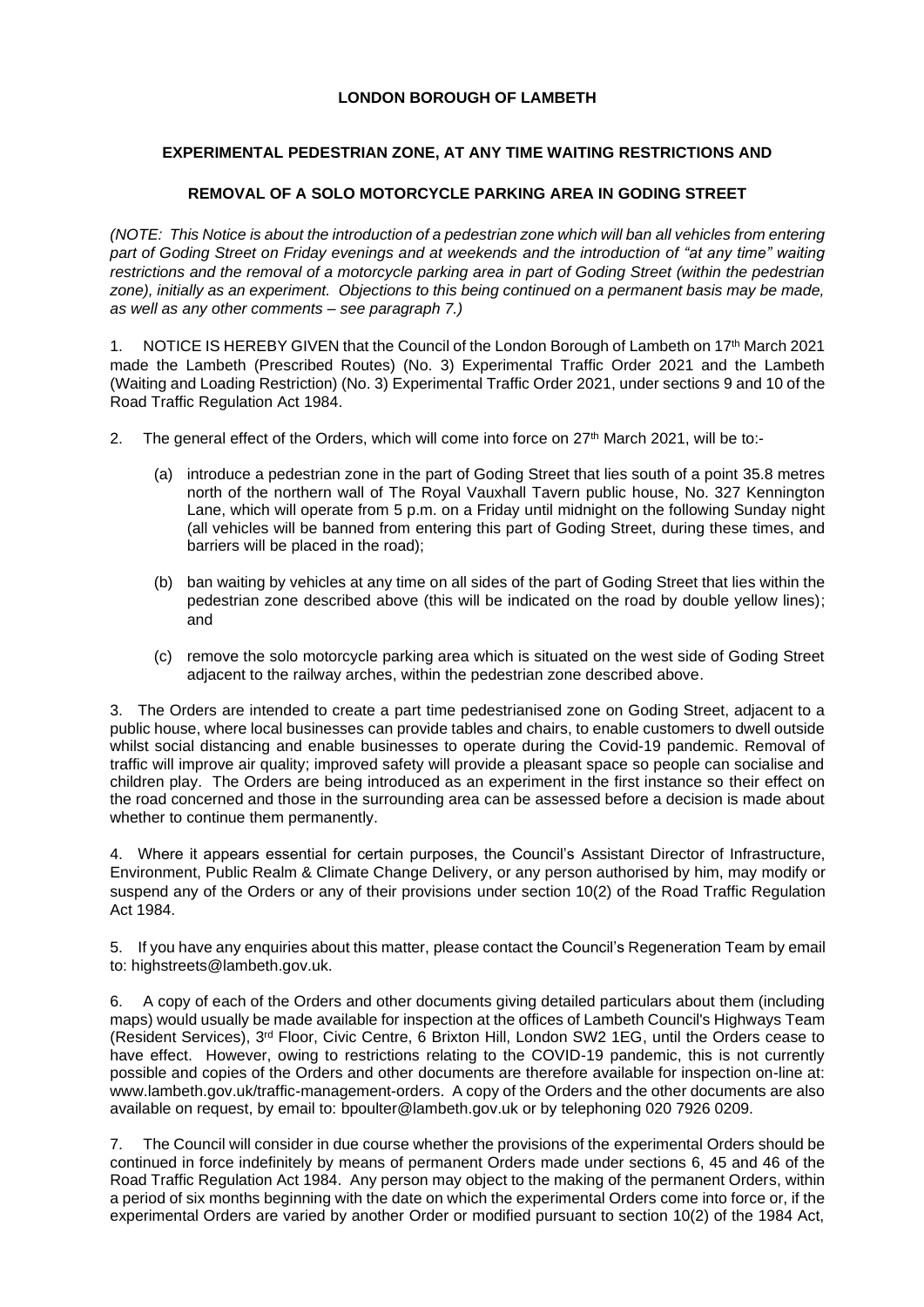**LONDON BOROUGH OF LAMBETH**

**EXPERIMENTAL PEDESTRIAN ZONE, AT ANY TIME WAITING RESTRICTIONS AND**

**REMOVAL OF A SOLO MOTORCYCLE PARKING AREA IN GODING STREET**

*(NOTE: This Notice is about the introduction of a pedestrian zone which will ban all vehicles from entering part of Goding Street on Friday evenings and at weekends and the introduction of "at any time" waiting restrictions and the removal of a motorcycle parking area in part of Goding Street (within the pedestrian zone), initially as an experiment. Objections to this being continued on a permanent basis may be made, as well as any other comments – see paragraph 7.)*

1. NOTICE IS HEREBY GIVEN that the Council of the London Borough of Lambeth on 17th March 2021 made the Lambeth (Prescribed Routes) (No. 3) Experimental Traffic Order 2021 and the Lambeth (Waiting and Loading Restriction) (No. 3) Experimental Traffic Order 2021, under sections 9 and 10 of the Road Traffic Regulation Act 1984.

2. The general effect of the Orders, which will come into force on 27th March 2021, will be to:-

   (a) introduce a pedestrian zone in the part of Goding Street that lies south of a point 35.8 metres north of the northern wall of The Royal Vauxhall Tavern public house, No. 327 Kennington Lane, which will operate from 5 p.m. on a Friday until midnight on the following Sunday night (all vehicles will be banned from entering this part of Goding Street, during these times, and barriers will be placed in the road);

   (b) ban waiting by vehicles at any time on all sides of the part of Goding Street that lies within the pedestrian zone described above (this will be indicated on the road by double yellow lines); and

   (c) remove the solo motorcycle parking area which is situated on the west side of Goding Street adjacent to the railway arches, within the pedestrian zone described above.

3. The Orders are intended to create a part time pedestrianised zone on Goding Street, adjacent to a public house, where local businesses can provide tables and chairs, to enable customers to dwell outside whilst social distancing and enable businesses to operate during the Covid-19 pandemic. Removal of traffic will improve air quality; improved safety will provide a pleasant space so people can socialise and children play. The Orders are being introduced as an experiment in the first instance so their effect on the road concerned and those in the surrounding area can be assessed before a decision is made about whether to continue them permanently.

4. Where it appears essential for certain purposes, the Council's Assistant Director of Infrastructure, Environment, Public Realm & Climate Change Delivery, or any person authorised by him, may modify or suspend any of the Orders or any of their provisions under section 10(2) of the Road Traffic Regulation Act 1984.

5. If you have any enquiries about this matter, please contact the Council's Regeneration Team by email to: highstreets@lambeth.gov.uk.

6. A copy of each of the Orders and other documents giving detailed particulars about them (including maps) would usually be made available for inspection at the offices of Lambeth Council's Highways Team (Resident Services), 3rd Floor, Civic Centre, 6 Brixton Hill, London SW2 1EG, until the Orders cease to have effect. However, owing to restrictions relating to the COVID-19 pandemic, this is not currently possible and copies of the Orders and other documents are therefore available for inspection on-line at: www.lambeth.gov.uk/traffic-management-orders. A copy of the Orders and the other documents are also available on request, by email to: bpoulter@lambeth.gov.uk or by telephoning 020 7926 0209.

7. The Council will consider in due course whether the provisions of the experimental Orders should be continued in force indefinitely by means of permanent Orders made under sections 6, 45 and 46 of the Road Traffic Regulation Act 1984. Any person may object to the making of the permanent Orders, within a period of six months beginning with the date on which the experimental Orders come into force or, if the experimental Orders are varied by another Order or modified pursuant to section 10(2) of the 1984 Act,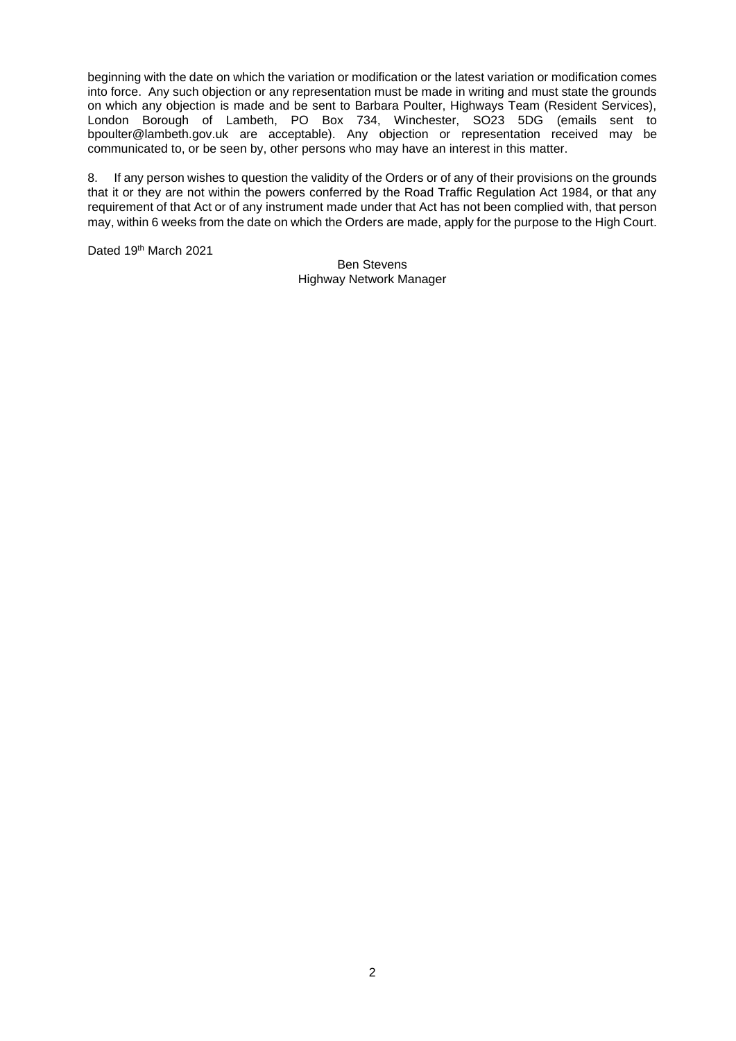beginning with the date on which the variation or modification or the latest variation or modification comes into force. Any such objection or any representation must be made in writing and must state the grounds on which any objection is made and be sent to Barbara Poulter, Highways Team (Resident Services), London Borough of Lambeth, PO Box 734, Winchester, SO23 5DG (emails sent to bpoulter@lambeth.gov.uk are acceptable). Any objection or representation received may be communicated to, or be seen by, other persons who may have an interest in this matter.

8. If any person wishes to question the validity of the Orders or of any of their provisions on the grounds that it or they are not within the powers conferred by the Road Traffic Regulation Act 1984, or that any requirement of that Act or of any instrument made under that Act has not been complied with, that person may, within 6 weeks from the date on which the Orders are made, apply for the purpose to the High Court.

Dated 19th March 2021

Ben Stevens
Highway Network Manager